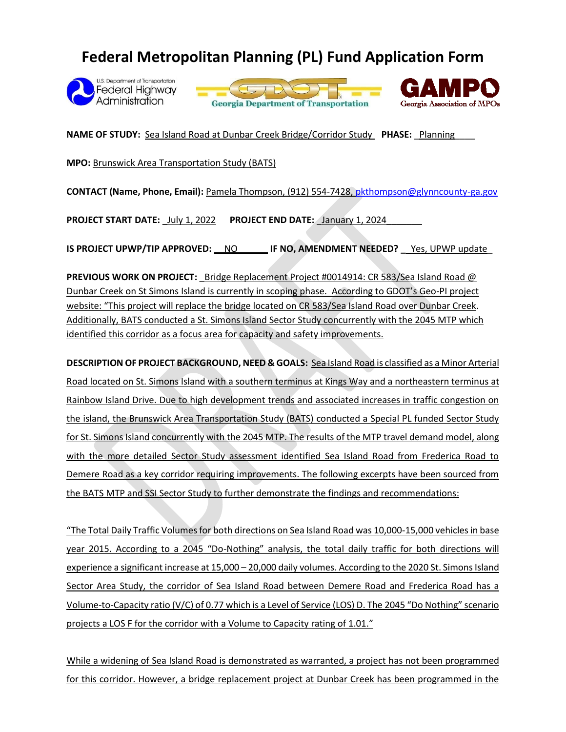# Federal Metropolitan Planning (PL) Fund Application Form

**NAME OF STUDY:** Sea Island Road at Dunbar Creek Bridge/Corridor Study **PHASE:** Planning

**MPO:** Brunswick Area Transportation Study (BATS)

**CONTACT (Name, Phone, Email):** Pamela Thompson, (912) 554-7428, pkthompson@glynncounty-ga.gov

**PROJECT START DATE:** July 1, 2022 **PROJECT END DATE:** January 1, 2024

**IS PROJECT UPWP/TIP APPROVED:** NO **IF NO, AMENDMENT NEEDED?** Yes, UPWP update

**PREVIOUS WORK ON PROJECT:** Bridge Replacement Project #0014914: CR 583/Sea Island Road @ Dunbar Creek on St Simons Island is currently in scoping phase. According to GDOT's Geo-PI project website: "This project will replace the bridge located on CR 583/Sea Island Road over Dunbar Creek. Additionally, BATS conducted a St. Simons Island Sector Study concurrently with the 2045 MTP which identified this corridor as a focus area for capacity and safety improvements.

**DESCRIPTION OF PROJECT BACKGROUND, NEED & GOALS:** Sea Island Road is classified as a Minor Arterial Road located on St. Simons Island with a southern terminus at Kings Way and a northeastern terminus at Rainbow Island Drive. Due to high development trends and associated increases in traffic congestion on the island, the Brunswick Area Transportation Study (BATS) conducted a Special PL funded Sector Study for St. Simons Island concurrently with the 2045 MTP. The results of the MTP travel demand model, along with the more detailed Sector Study assessment identified Sea Island Road from Frederica Road to Demere Road as a key corridor requiring improvements. The following excerpts have been sourced from the BATS MTP and SSI Sector Study to further demonstrate the findings and recommendations:

"The Total Daily Traffic Volumes for both directions on Sea Island Road was 10,000-15,000 vehicles in base year 2015. According to a 2045 "Do-Nothing" analysis, the total daily traffic for both directions will experience a significant increase at 15,000 – 20,000 daily volumes. According to the 2020 St. Simons Island Sector Area Study, the corridor of Sea Island Road between Demere Road and Frederica Road has a Volume-to-Capacity ratio (V/C) of 0.77 which is a Level of Service (LOS) D. The 2045 "Do Nothing" scenario projects a LOS F for the corridor with a Volume to Capacity rating of 1.01."

While a widening of Sea Island Road is demonstrated as warranted, a project has not been programmed for this corridor. However, a bridge replacement project at Dunbar Creek has been programmed in the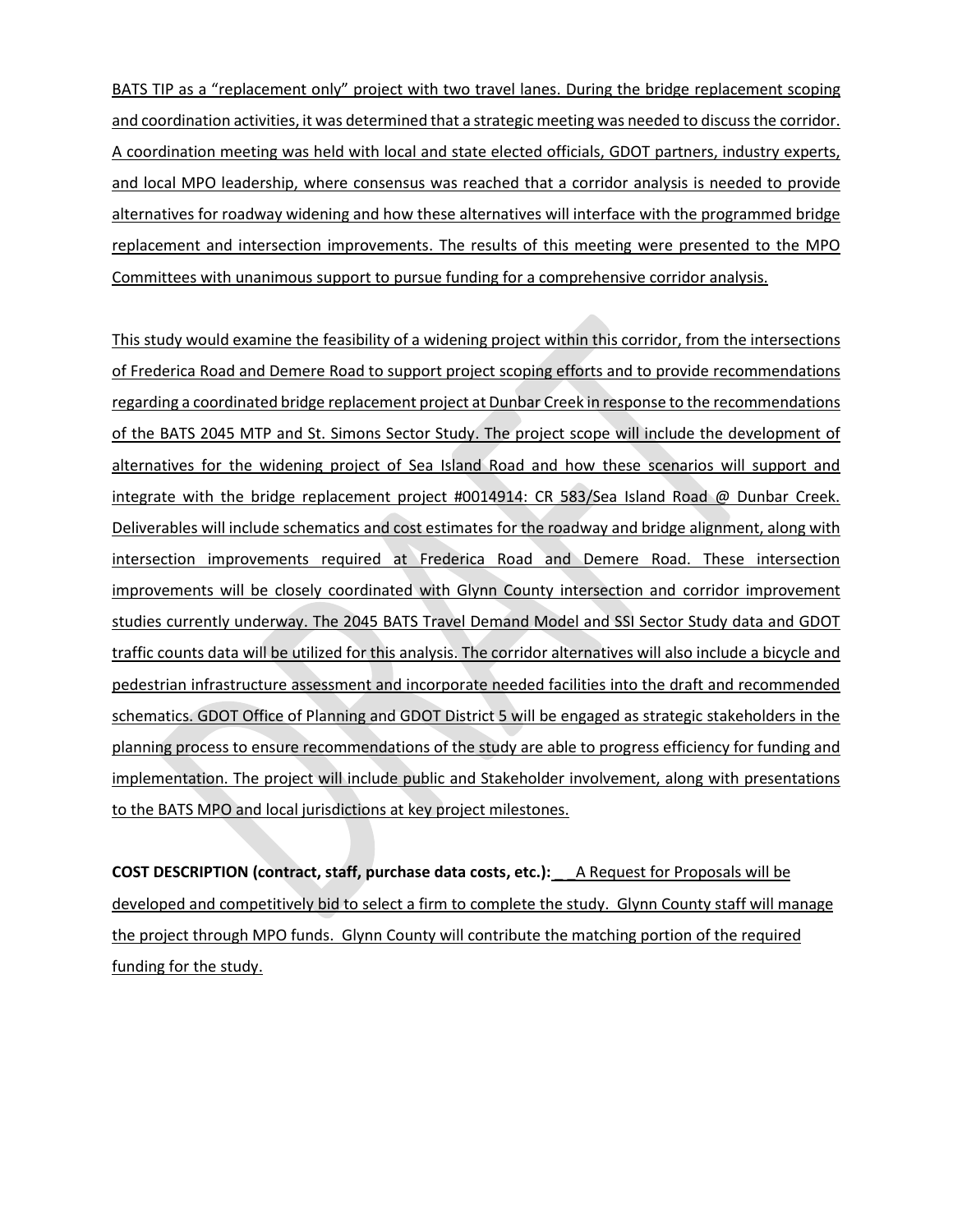BATS TIP as a "replacement only" project with two travel lanes. During the bridge replacement scoping and coordination activities, it was determined that a strategic meeting was needed to discuss the corridor. A coordination meeting was held with local and state elected officials, GDOT partners, industry experts, and local MPO leadership, where consensus was reached that a corridor analysis is needed to provide alternatives for roadway widening and how these alternatives will interface with the programmed bridge replacement and intersection improvements. The results of this meeting were presented to the MPO Committees with unanimous support to pursue funding for a comprehensive corridor analysis.

This study would examine the feasibility of a widening project within this corridor, from the intersections of Frederica Road and Demere Road to support project scoping efforts and to provide recommendations regarding a coordinated bridge replacement project at Dunbar Creek in response to the recommendations of the BATS 2045 MTP and St. Simons Sector Study. The project scope will include the development of alternatives for the widening project of Sea Island Road and how these scenarios will support and integrate with the bridge replacement project #0014914: CR 583/Sea Island Road @ Dunbar Creek. Deliverables will include schematics and cost estimates for the roadway and bridge alignment, along with intersection improvements required at Frederica Road and Demere Road. These intersection improvements will be closely coordinated with Glynn County intersection and corridor improvement studies currently underway. The 2045 BATS Travel Demand Model and SSI Sector Study data and GDOT traffic counts data will be utilized for this analysis. The corridor alternatives will also include a bicycle and pedestrian infrastructure assessment and incorporate needed facilities into the draft and recommended schematics. GDOT Office of Planning and GDOT District 5 will be engaged as strategic stakeholders in the planning process to ensure recommendations of the study are able to progress efficiency for funding and implementation. The project will include public and Stakeholder involvement, along with presentations to the BATS MPO and local jurisdictions at key project milestones.

**COST DESCRIPTION (contract, staff, purchase data costs, etc.):** A Request for Proposals will be developed and competitively bid to select a firm to complete the study. Glynn County staff will manage the project through MPO funds. Glynn County will contribute the matching portion of the required funding for the study.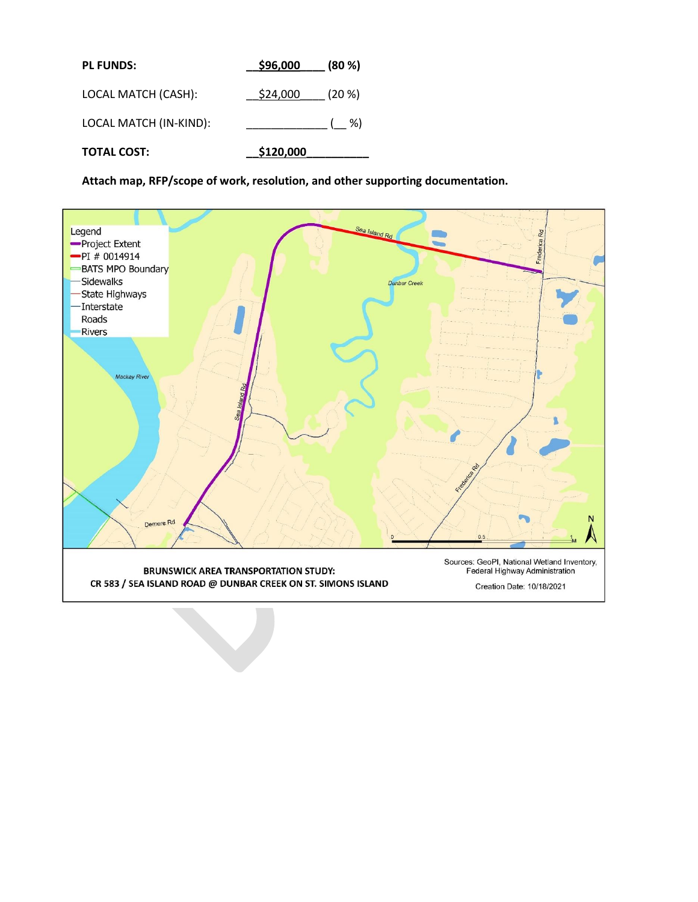| | | |
|---|---|---|
| **PL FUNDS:** | **$96,000** | **(80 %)** |
| LOCAL MATCH (CASH): | $24,000 | (20 %) |
| LOCAL MATCH (IN-KIND): | _____________ | (__ %) |
| **TOTAL COST:** | **$120,000** | |

**Attach map, RFP/scope of work, resolution, and other supporting documentation.**

Legend
- Project Extent
- PI # 0014914
- BATS MPO Boundary
- Sidewalks
- State Highways
- Interstate
- Roads
- Rivers

Sea Island Rd · Frederica Rd · Dunbar Creek · Mackay River · Demere Rd

0 · 0.5 · 1 M

**BRUNSWICK AREA TRANSPORTATION STUDY:**
**CR 583 / SEA ISLAND ROAD @ DUNBAR CREEK ON ST. SIMONS ISLAND**

Sources: GeoPI, National Wetland Inventory, Federal Highway Administration

Creation Date: 10/18/2021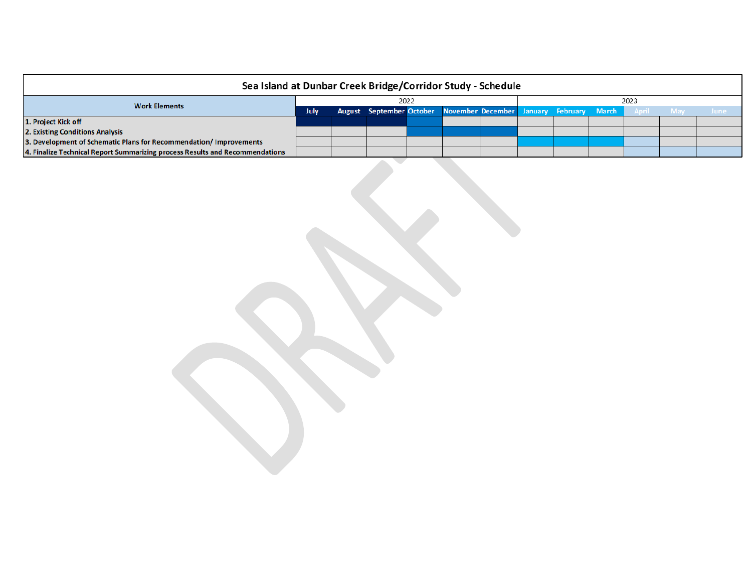# Sea Island at Dunbar Creek Bridge/Corridor Study - Schedule

| Work Elements | 2022 | | | | | | 2023 | | | | | |
|---|---|---|---|---|---|---|---|---|---|---|---|---|
| | July | August | September | October | November | December | January | February | March | April | May | June |
| 1. Project Kick off | X | X | X | X | | | | | | | | |
| 2. Existing Conditions Analysis | | | | X | X | X | | | | | | |
| 3. Development of Schematic Plans for Recommendation/ Improvements | | | | | | | X | X | X | | | |
| 4. Finalize Technical Report Summarizing process Results and Recommendations | | | | | | | | | | X | X | X |

DRAFT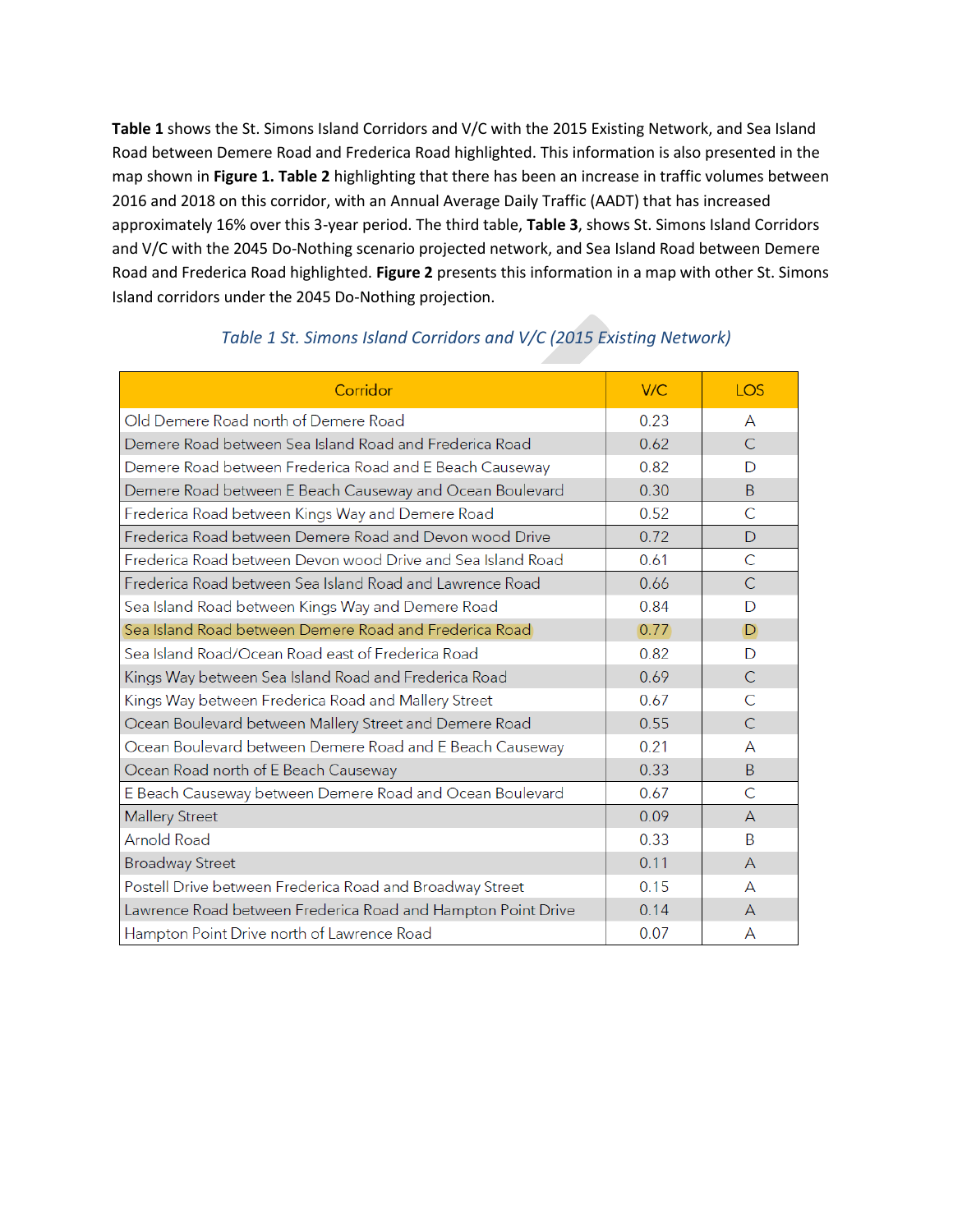**Table 1** shows the St. Simons Island Corridors and V/C with the 2015 Existing Network, and Sea Island Road between Demere Road and Frederica Road highlighted. This information is also presented in the map shown in **Figure 1. Table 2** highlighting that there has been an increase in traffic volumes between 2016 and 2018 on this corridor, with an Annual Average Daily Traffic (AADT) that has increased approximately 16% over this 3-year period. The third table, **Table 3**, shows St. Simons Island Corridors and V/C with the 2045 Do-Nothing scenario projected network, and Sea Island Road between Demere Road and Frederica Road highlighted. **Figure 2** presents this information in a map with other St. Simons Island corridors under the 2045 Do-Nothing projection.

*Table 1 St. Simons Island Corridors and V/C (2015 Existing Network)*

| Corridor | V/C | LOS |
|---|---|---|
| Old Demere Road north of Demere Road | 0.23 | A |
| Demere Road between Sea Island Road and Frederica Road | 0.62 | C |
| Demere Road between Frederica Road and E Beach Causeway | 0.82 | D |
| Demere Road between E Beach Causeway and Ocean Boulevard | 0.30 | B |
| Frederica Road between Kings Way and Demere Road | 0.52 | C |
| Frederica Road between Demere Road and Devon wood Drive | 0.72 | D |
| Frederica Road between Devon wood Drive and Sea Island Road | 0.61 | C |
| Frederica Road between Sea Island Road and Lawrence Road | 0.66 | C |
| Sea Island Road between Kings Way and Demere Road | 0.84 | D |
| Sea Island Road between Demere Road and Frederica Road | 0.77 | D |
| Sea Island Road/Ocean Road east of Frederica Road | 0.82 | D |
| Kings Way between Sea Island Road and Frederica Road | 0.69 | C |
| Kings Way between Frederica Road and Mallery Street | 0.67 | C |
| Ocean Boulevard between Mallery Street and Demere Road | 0.55 | C |
| Ocean Boulevard between Demere Road and E Beach Causeway | 0.21 | A |
| Ocean Road north of E Beach Causeway | 0.33 | B |
| E Beach Causeway between Demere Road and Ocean Boulevard | 0.67 | C |
| Mallery Street | 0.09 | A |
| Arnold Road | 0.33 | B |
| Broadway Street | 0.11 | A |
| Postell Drive between Frederica Road and Broadway Street | 0.15 | A |
| Lawrence Road between Frederica Road and Hampton Point Drive | 0.14 | A |
| Hampton Point Drive north of Lawrence Road | 0.07 | A |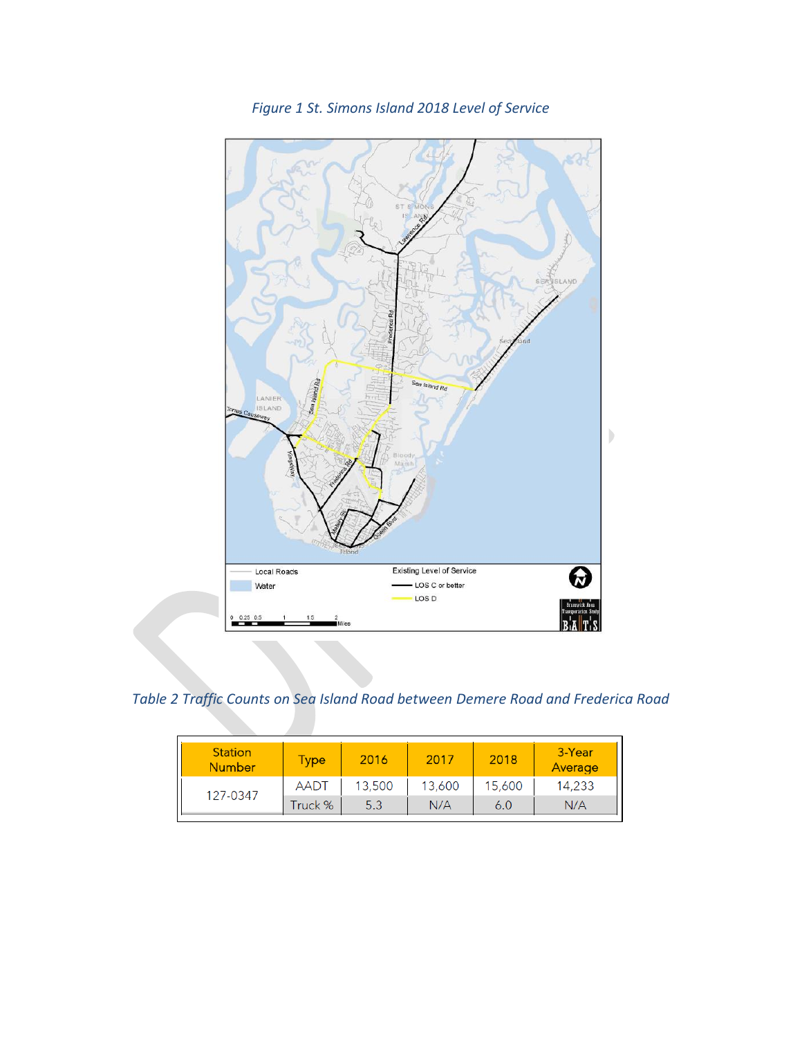*Figure 1 St. Simons Island 2018 Level of Service*

*Table 2 Traffic Counts on Sea Island Road between Demere Road and Frederica Road*

| Station Number | Type | 2016 | 2017 | 2018 | 3-Year Average |
|---|---|---|---|---|---|
| 127-0347 | AADT | 13,500 | 13,600 | 15,600 | 14,233 |
| | Truck % | 5.3 | N/A | 6.0 | N/A |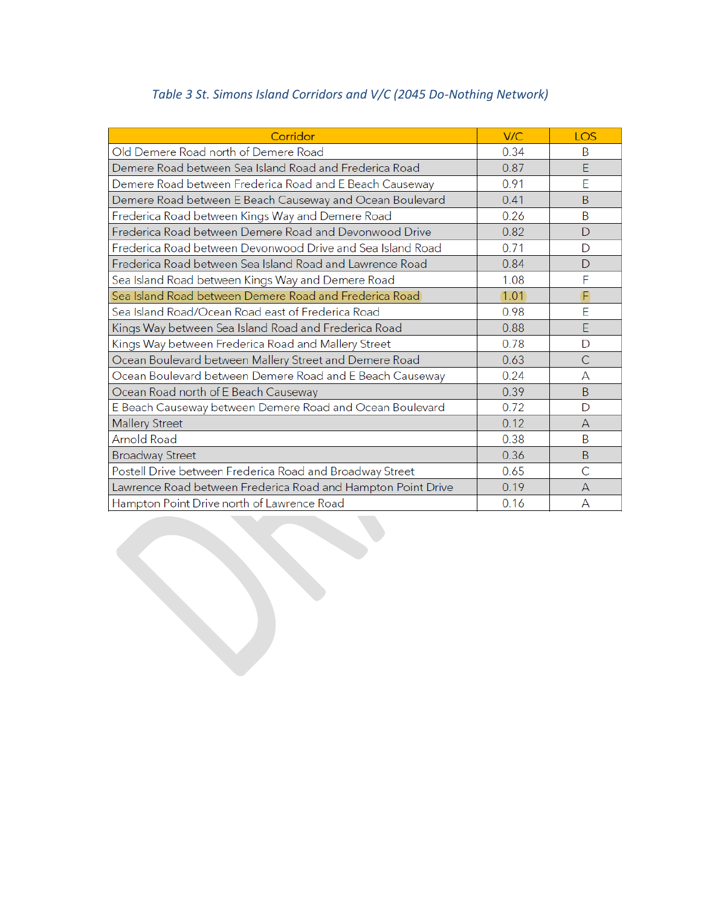*Table 3 St. Simons Island Corridors and V/C (2045 Do-Nothing Network)*

| Corridor | V/C | LOS |
|---|---|---|
| Old Demere Road north of Demere Road | 0.34 | B |
| Demere Road between Sea Island Road and Frederica Road | 0.87 | E |
| Demere Road between Frederica Road and E Beach Causeway | 0.91 | E |
| Demere Road between E Beach Causeway and Ocean Boulevard | 0.41 | B |
| Frederica Road between Kings Way and Demere Road | 0.26 | B |
| Frederica Road between Demere Road and Devonwood Drive | 0.82 | D |
| Frederica Road between Devonwood Drive and Sea Island Road | 0.71 | D |
| Frederica Road between Sea Island Road and Lawrence Road | 0.84 | D |
| Sea Island Road between Kings Way and Demere Road | 1.08 | F |
| Sea Island Road between Demere Road and Frederica Road | 1.01 | F |
| Sea Island Road/Ocean Road east of Frederica Road | 0.98 | E |
| Kings Way between Sea Island Road and Frederica Road | 0.88 | E |
| Kings Way between Frederica Road and Mallery Street | 0.78 | D |
| Ocean Boulevard between Mallery Street and Demere Road | 0.63 | C |
| Ocean Boulevard between Demere Road and E Beach Causeway | 0.24 | A |
| Ocean Road north of E Beach Causeway | 0.39 | B |
| E Beach Causeway between Demere Road and Ocean Boulevard | 0.72 | D |
| Mallery Street | 0.12 | A |
| Arnold Road | 0.38 | B |
| Broadway Street | 0.36 | B |
| Postell Drive between Frederica Road and Broadway Street | 0.65 | C |
| Lawrence Road between Frederica Road and Hampton Point Drive | 0.19 | A |
| Hampton Point Drive north of Lawrence Road | 0.16 | A |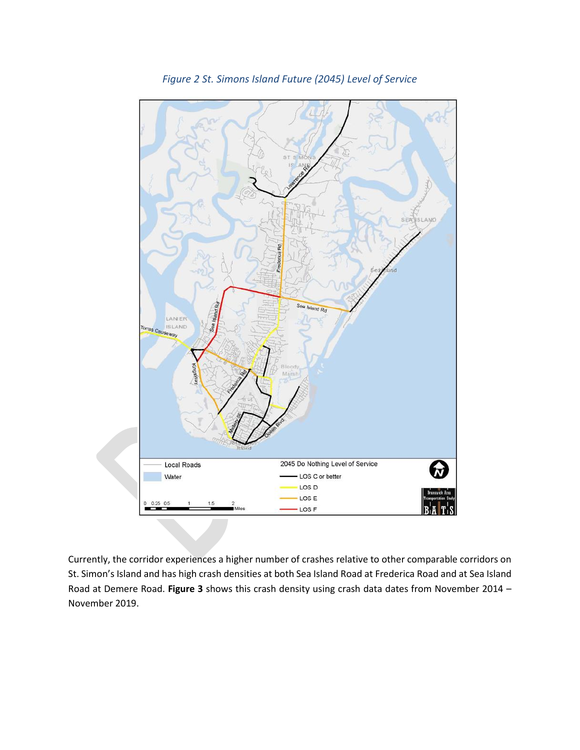*Figure 2 St. Simons Island Future (2045) Level of Service*

Currently, the corridor experiences a higher number of crashes relative to other comparable corridors on St. Simon's Island and has high crash densities at both Sea Island Road at Frederica Road and at Sea Island Road at Demere Road. **Figure 3** shows this crash density using crash data dates from November 2014 – November 2019.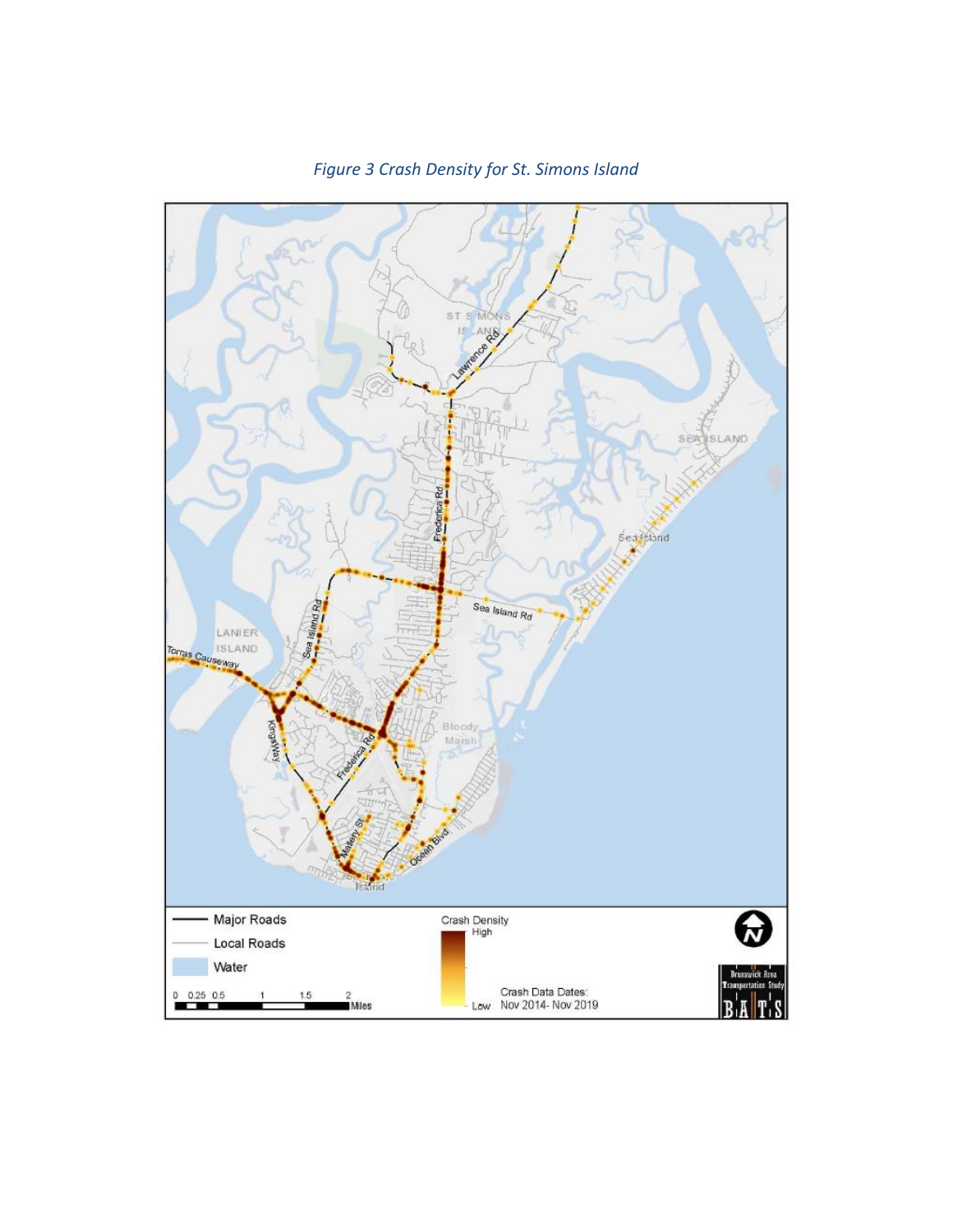*Figure 3 Crash Density for St. Simons Island*

ST SIMONS ISLAND

Lawrence Rd

SEA ISLAND

Frederica Rd

Sea Island

Sea Island Rd

Sea Island Rd

LANIER ISLAND

Torras Causeway

Kings Way

Frederica Rd

Bloody Marsh

Mallery St

Ocean Blvd

Island

Major Roads

Local Roads

Water

0 0.25 0.5 1 1.5 2 Miles

Crash Density

High

Low

Crash Data Dates: Nov 2014- Nov 2019

Brunswick Area Transportation Study

BATS